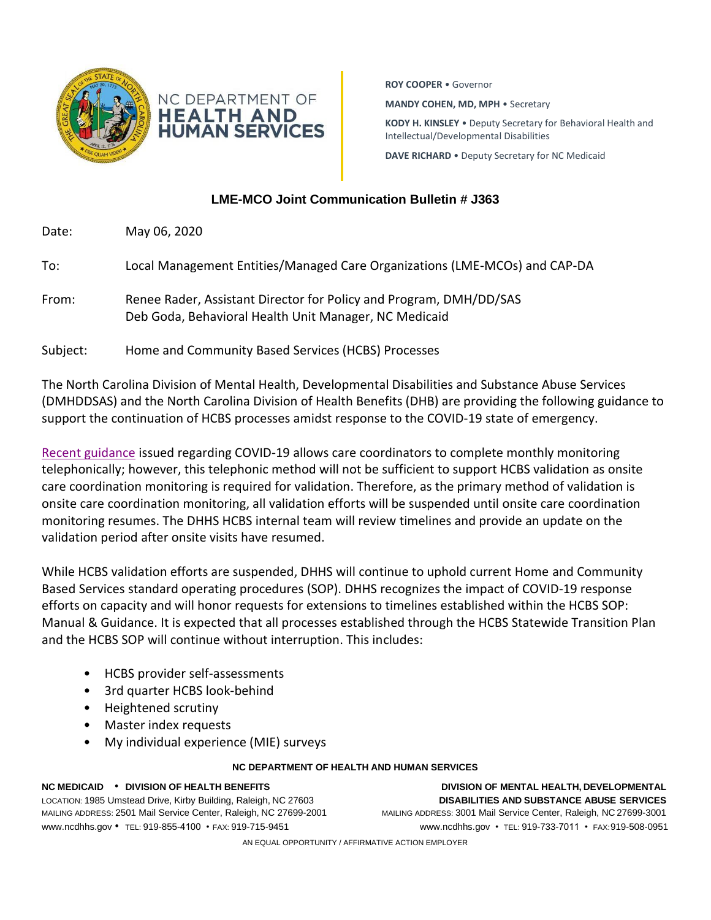NC DEPARTMENT OF **HEALTH AND HUMAN SERVICES**

**ROY COOPER** • Governor

**MANDY COHEN, MD, MPH** • Secretary

**KODY H. KINSLEY** • Deputy Secretary for Behavioral Health and Intellectual/Developmental Disabilities

**DAVE RICHARD** • Deputy Secretary for NC Medicaid

## LME-MCO Joint Communication Bulletin # J363

Date: May 06, 2020

To: Local Management Entities/Managed Care Organizations (LME-MCOs) and CAP-DA

From: Renee Rader, Assistant Director for Policy and Program, DMH/DD/SAS
Deb Goda, Behavioral Health Unit Manager, NC Medicaid

Subject: Home and Community Based Services (HCBS) Processes

The North Carolina Division of Mental Health, Developmental Disabilities and Substance Abuse Services (DMHDDSAS) and the North Carolina Division of Health Benefits (DHB) are providing the following guidance to support the continuation of HCBS processes amidst response to the COVID-19 state of emergency.

Recent guidance issued regarding COVID-19 allows care coordinators to complete monthly monitoring telephonically; however, this telephonic method will not be sufficient to support HCBS validation as onsite care coordination monitoring is required for validation. Therefore, as the primary method of validation is onsite care coordination monitoring, all validation efforts will be suspended until onsite care coordination monitoring resumes. The DHHS HCBS internal team will review timelines and provide an update on the validation period after onsite visits have resumed.

While HCBS validation efforts are suspended, DHHS will continue to uphold current Home and Community Based Services standard operating procedures (SOP). DHHS recognizes the impact of COVID-19 response efforts on capacity and will honor requests for extensions to timelines established within the HCBS SOP: Manual & Guidance. It is expected that all processes established through the HCBS Statewide Transition Plan and the HCBS SOP will continue without interruption. This includes:

- HCBS provider self-assessments
- 3rd quarter HCBS look-behind
- Heightened scrutiny
- Master index requests
- My individual experience (MIE) surveys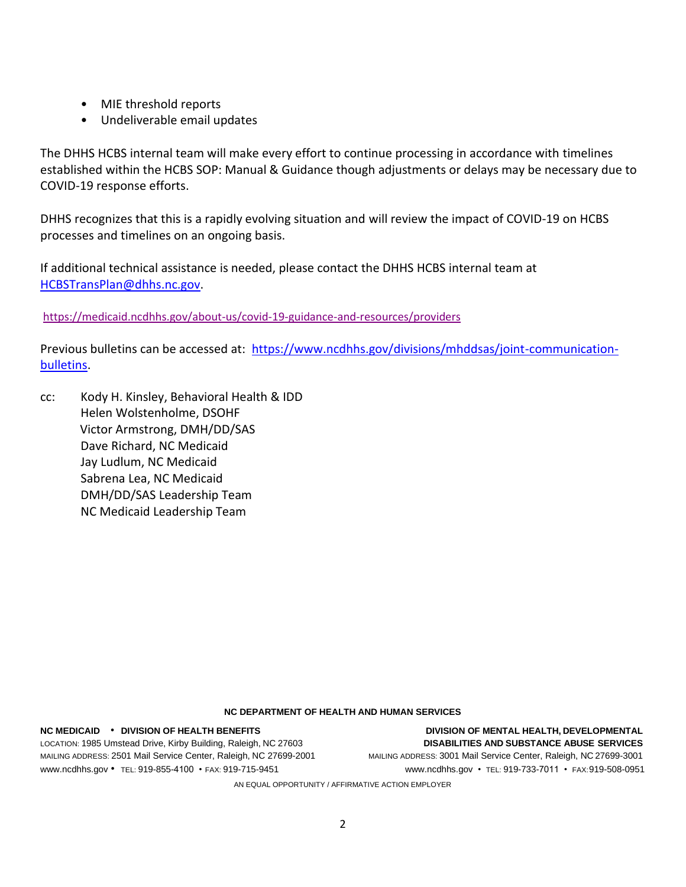- MIE threshold reports
- Undeliverable email updates

The DHHS HCBS internal team will make every effort to continue processing in accordance with timelines established within the HCBS SOP: Manual & Guidance though adjustments or delays may be necessary due to COVID-19 response efforts.

DHHS recognizes that this is a rapidly evolving situation and will review the impact of COVID-19 on HCBS processes and timelines on an ongoing basis.

If additional technical assistance is needed, please contact the DHHS HCBS internal team at HCBSTransPlan@dhhs.nc.gov.

https://medicaid.ncdhhs.gov/about-us/covid-19-guidance-and-resources/providers

Previous bulletins can be accessed at: https://www.ncdhhs.gov/divisions/mhddsas/joint-communication-bulletins.

cc: Kody H. Kinsley, Behavioral Health & IDD
Helen Wolstenholme, DSOHF
Victor Armstrong, DMH/DD/SAS
Dave Richard, NC Medicaid
Jay Ludlum, NC Medicaid
Sabrena Lea, NC Medicaid
DMH/DD/SAS Leadership Team
NC Medicaid Leadership Team

**NC DEPARTMENT OF HEALTH AND HUMAN SERVICES**

**NC MEDICAID • DIVISION OF HEALTH BENEFITS**
LOCATION: 1985 Umstead Drive, Kirby Building, Raleigh, NC 27603
MAILING ADDRESS: 2501 Mail Service Center, Raleigh, NC 27699-2001
www.ncdhhs.gov • TEL: 919-855-4100 • FAX: 919-715-9451

**DIVISION OF MENTAL HEALTH, DEVELOPMENTAL DISABILITIES AND SUBSTANCE ABUSE SERVICES**
MAILING ADDRESS: 3001 Mail Service Center, Raleigh, NC 27699-3001
www.ncdhhs.gov • TEL: 919-733-7011 • FAX: 919-508-0951

AN EQUAL OPPORTUNITY / AFFIRMATIVE ACTION EMPLOYER